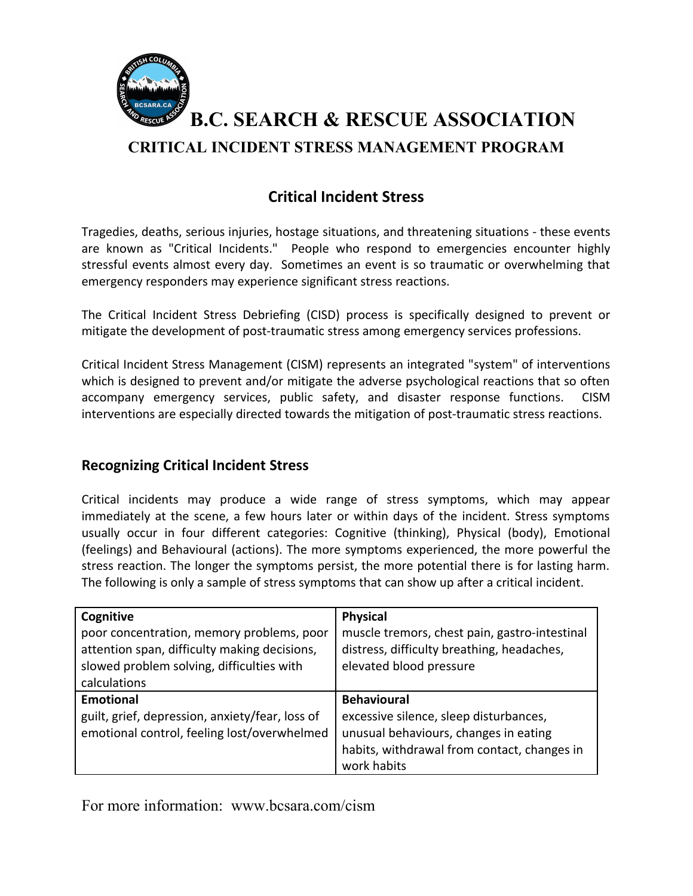# B.C. SEARCH & RESCUE ASSOCIATION

## CRITICAL INCIDENT STRESS MANAGEMENT PROGRAM

## Critical Incident Stress

Tragedies, deaths, serious injuries, hostage situations, and threatening situations - these events are known as "Critical Incidents." People who respond to emergencies encounter highly stressful events almost every day. Sometimes an event is so traumatic or overwhelming that emergency responders may experience significant stress reactions.

The Critical Incident Stress Debriefing (CISD) process is specifically designed to prevent or mitigate the development of post-traumatic stress among emergency services professions.

Critical Incident Stress Management (CISM) represents an integrated "system" of interventions which is designed to prevent and/or mitigate the adverse psychological reactions that so often accompany emergency services, public safety, and disaster response functions. CISM interventions are especially directed towards the mitigation of post-traumatic stress reactions.

### Recognizing Critical Incident Stress

Critical incidents may produce a wide range of stress symptoms, which may appear immediately at the scene, a few hours later or within days of the incident. Stress symptoms usually occur in four different categories: Cognitive (thinking), Physical (body), Emotional (feelings) and Behavioural (actions). The more symptoms experienced, the more powerful the stress reaction. The longer the symptoms persist, the more potential there is for lasting harm. The following is only a sample of stress symptoms that can show up after a critical incident.

| **Cognitive** | **Physical** |
|---|---|
| poor concentration, memory problems, poor attention span, difficulty making decisions, slowed problem solving, difficulties with calculations | muscle tremors, chest pain, gastro-intestinal distress, difficulty breathing, headaches, elevated blood pressure |
| **Emotional** | **Behavioural** |
| guilt, grief, depression, anxiety/fear, loss of emotional control, feeling lost/overwhelmed | excessive silence, sleep disturbances, unusual behaviours, changes in eating habits, withdrawal from contact, changes in work habits |

For more information: www.bcsara.com/cism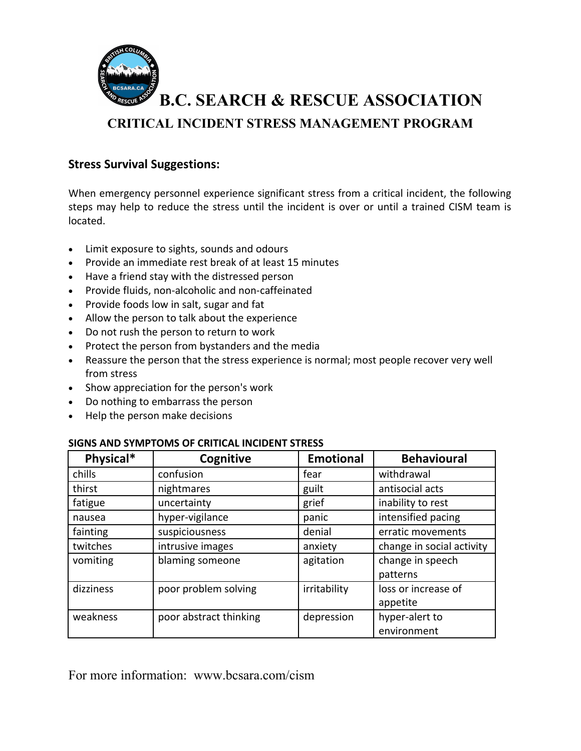# B.C. SEARCH & RESCUE ASSOCIATION

## CRITICAL INCIDENT STRESS MANAGEMENT PROGRAM

### Stress Survival Suggestions:

When emergency personnel experience significant stress from a critical incident, the following steps may help to reduce the stress until the incident is over or until a trained CISM team is located.

- Limit exposure to sights, sounds and odours
- Provide an immediate rest break of at least 15 minutes
- Have a friend stay with the distressed person
- Provide fluids, non-alcoholic and non-caffeinated
- Provide foods low in salt, sugar and fat
- Allow the person to talk about the experience
- Do not rush the person to return to work
- Protect the person from bystanders and the media
- Reassure the person that the stress experience is normal; most people recover very well from stress
- Show appreciation for the person's work
- Do nothing to embarrass the person
- Help the person make decisions

**SIGNS AND SYMPTOMS OF CRITICAL INCIDENT STRESS**

| Physical* | Cognitive | Emotional | Behavioural |
| --- | --- | --- | --- |
| chills | confusion | fear | withdrawal |
| thirst | nightmares | guilt | antisocial acts |
| fatigue | uncertainty | grief | inability to rest |
| nausea | hyper-vigilance | panic | intensified pacing |
| fainting | suspiciousness | denial | erratic movements |
| twitches | intrusive images | anxiety | change in social activity |
| vomiting | blaming someone | agitation | change in speech patterns |
| dizziness | poor problem solving | irritability | loss or increase of appetite |
| weakness | poor abstract thinking | depression | hyper-alert to environment |

For more information: www.bcsara.com/cism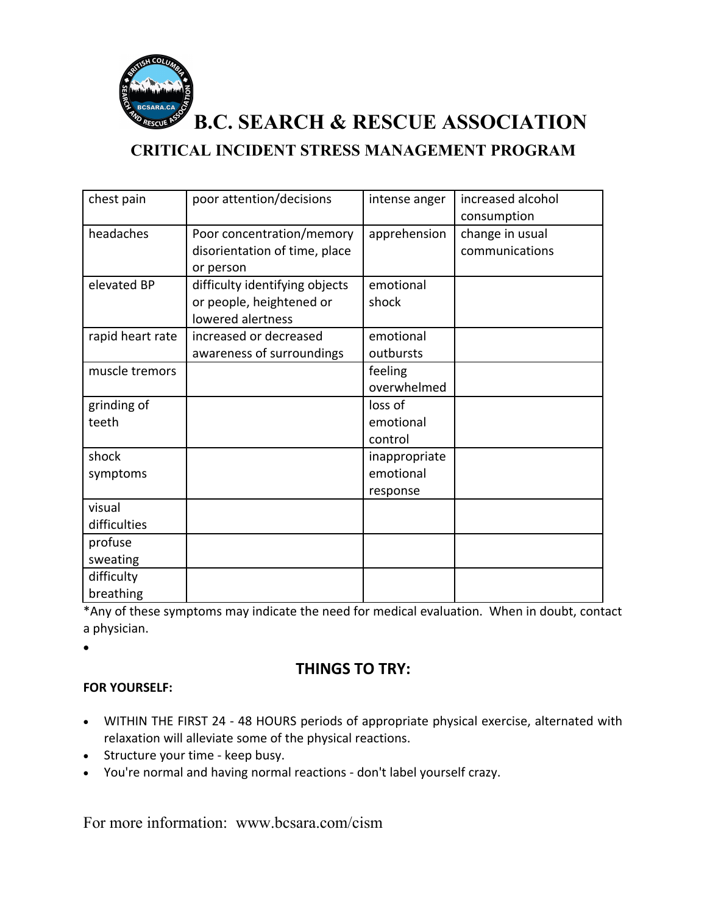# B.C. SEARCH & RESCUE ASSOCIATION

## CRITICAL INCIDENT STRESS MANAGEMENT PROGRAM

| chest pain | poor attention/decisions | intense anger | increased alcohol consumption |
|---|---|---|---|
| headaches | Poor concentration/memory disorientation of time, place or person | apprehension | change in usual communications |
| elevated BP | difficulty identifying objects or people, heightened or lowered alertness | emotional shock | |
| rapid heart rate | increased or decreased awareness of surroundings | emotional outbursts | |
| muscle tremors | | feeling overwhelmed | |
| grinding of teeth | | loss of emotional control | |
| shock symptoms | | inappropriate emotional response | |
| visual difficulties | | | |
| profuse sweating | | | |
| difficulty breathing | | | |

*Any of these symptoms may indicate the need for medical evaluation. When in doubt, contact a physician.

## THINGS TO TRY:

**FOR YOURSELF:**

- WITHIN THE FIRST 24 - 48 HOURS periods of appropriate physical exercise, alternated with relaxation will alleviate some of the physical reactions.
- Structure your time - keep busy.
- You're normal and having normal reactions - don't label yourself crazy.

For more information: www.bcsara.com/cism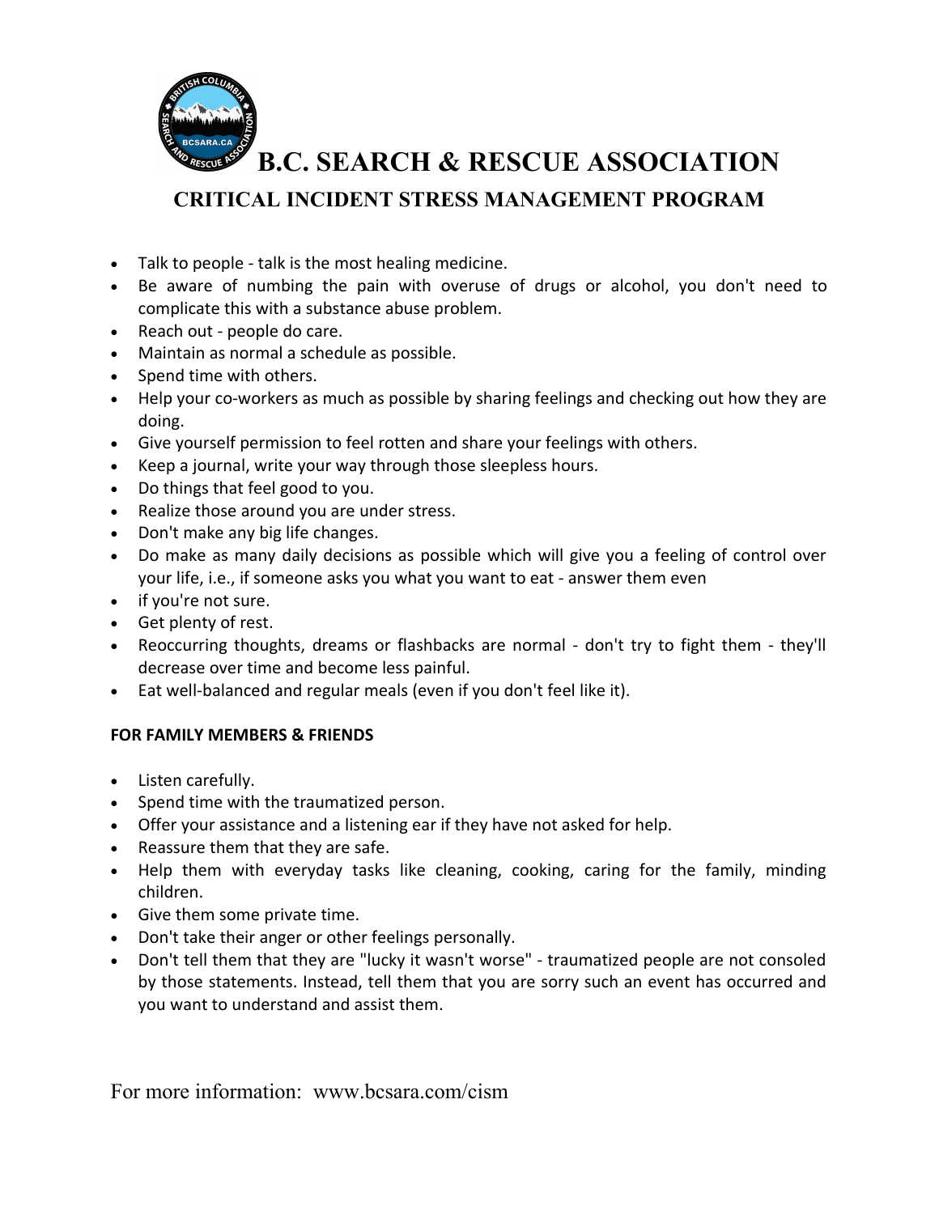# B.C. SEARCH & RESCUE ASSOCIATION

## CRITICAL INCIDENT STRESS MANAGEMENT PROGRAM

- Talk to people - talk is the most healing medicine.
- Be aware of numbing the pain with overuse of drugs or alcohol, you don't need to complicate this with a substance abuse problem.
- Reach out - people do care.
- Maintain as normal a schedule as possible.
- Spend time with others.
- Help your co-workers as much as possible by sharing feelings and checking out how they are doing.
- Give yourself permission to feel rotten and share your feelings with others.
- Keep a journal, write your way through those sleepless hours.
- Do things that feel good to you.
- Realize those around you are under stress.
- Don't make any big life changes.
- Do make as many daily decisions as possible which will give you a feeling of control over your life, i.e., if someone asks you what you want to eat - answer them even
- if you're not sure.
- Get plenty of rest.
- Reoccurring thoughts, dreams or flashbacks are normal - don't try to fight them - they'll decrease over time and become less painful.
- Eat well-balanced and regular meals (even if you don't feel like it).

**FOR FAMILY MEMBERS & FRIENDS**

- Listen carefully.
- Spend time with the traumatized person.
- Offer your assistance and a listening ear if they have not asked for help.
- Reassure them that they are safe.
- Help them with everyday tasks like cleaning, cooking, caring for the family, minding children.
- Give them some private time.
- Don't take their anger or other feelings personally.
- Don't tell them that they are "lucky it wasn't worse" - traumatized people are not consoled by those statements. Instead, tell them that you are sorry such an event has occurred and you want to understand and assist them.

For more information: www.bcsara.com/cism